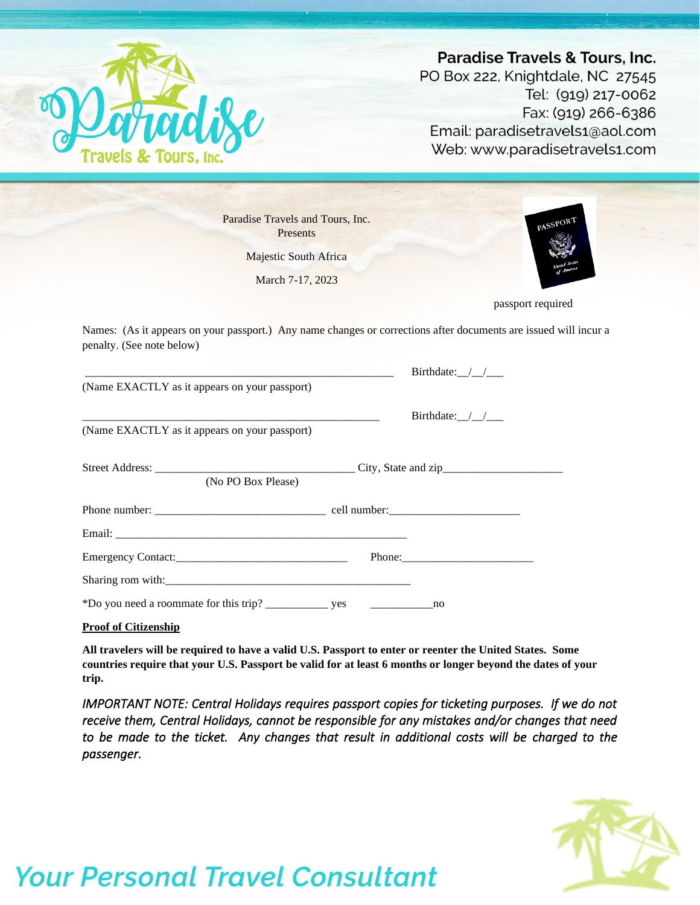**Paradise Travels & Tours, Inc.**
PO Box 222, Knightdale, NC 27545
Tel: (919) 217-0062
Fax: (919) 266-6386
Email: paradisetravels1@aol.com
Web: www.paradisetravels1.com

Paradise Travels and Tours, Inc.
Presents

Majestic South Africa

March 7-17, 2023

passport required

Names: (As it appears on your passport.) Any name changes or corrections after documents are issued will incur a penalty. (See note below)

_______________________________________________________ Birthdate:__/__/___
(Name EXACTLY as it appears on your passport)

_____________________________________________________ Birthdate:__/__/___
(Name EXACTLY as it appears on your passport)

Street Address: ____________________________________ City, State and zip______________________
(No PO Box Please)

Phone number: ______________________________ cell number:_______________________

Email: ____________________________________________________

Emergency Contact:______________________________ Phone:_______________________

Sharing rom with:_____________________________________________

*Do you need a roommate for this trip? ___________ yes ___________no

**Proof of Citizenship**

**All travelers will be required to have a valid U.S. Passport to enter or reenter the United States. Some countries require that your U.S. Passport be valid for at least 6 months or longer beyond the dates of your trip.**

*IMPORTANT NOTE: Central Holidays requires passport copies for ticketing purposes. If we do not receive them, Central Holidays, cannot be responsible for any mistakes and/or changes that need to be made to the ticket. Any changes that result in additional costs will be charged to the passenger.*

*Your Personal Travel Consultant*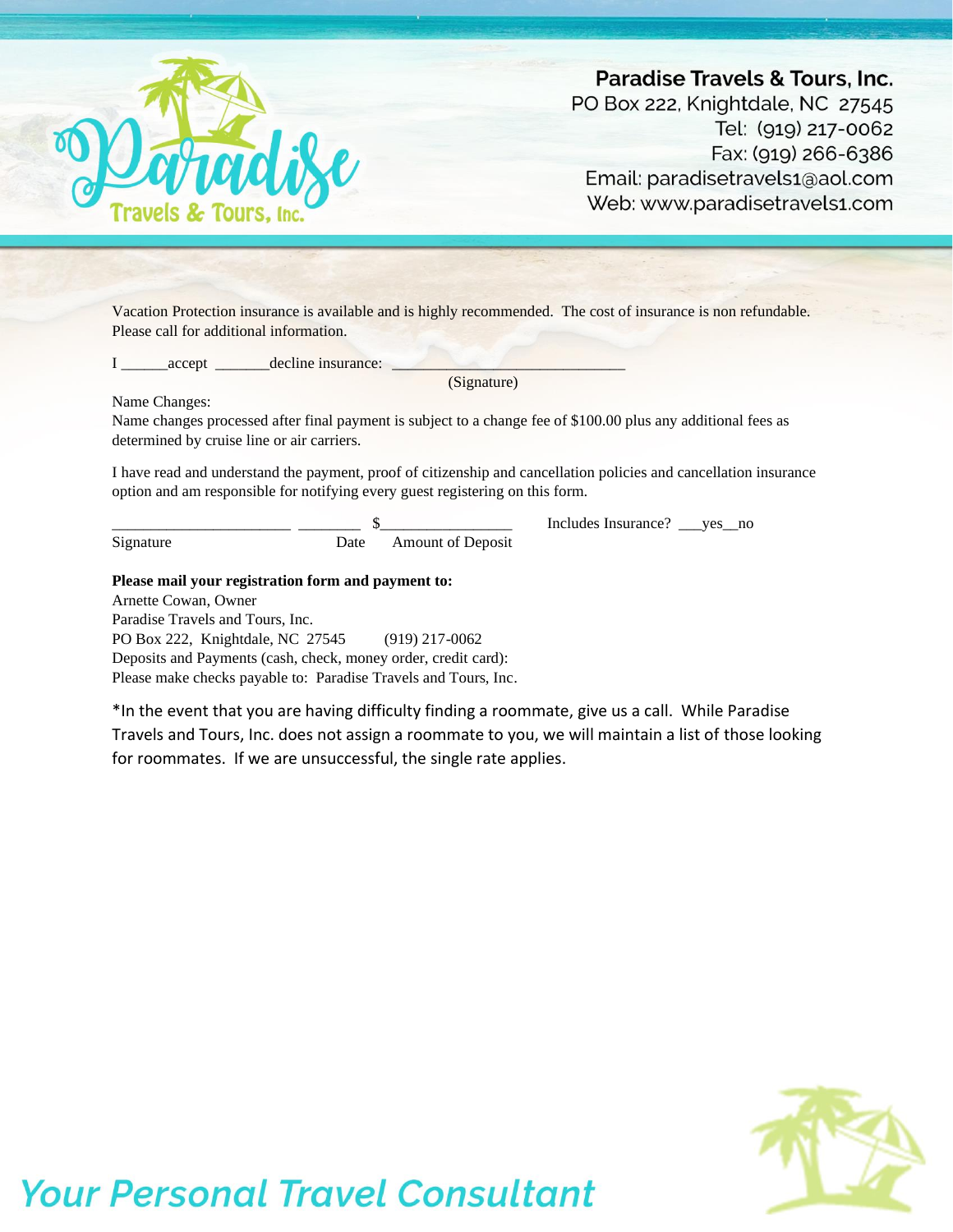**Paradise Travels & Tours, Inc.**
PO Box 222, Knightdale, NC 27545
Tel: (919) 217-0062
Fax: (919) 266-6386
Email: paradisetravels1@aol.com
Web: www.paradisetravels1.com

Vacation Protection insurance is available and is highly recommended. The cost of insurance is non refundable. Please call for additional information.

I ______accept _______decline insurance: ______________________________
(Signature)

Name Changes:
Name changes processed after final payment is subject to a change fee of $100.00 plus any additional fees as determined by cruise line or air carriers.

I have read and understand the payment, proof of citizenship and cancellation policies and cancellation insurance option and am responsible for notifying every guest registering on this form.

_______________________ ________ $_________________ Includes Insurance? ___yes__no
Signature Date Amount of Deposit

**Please mail your registration form and payment to:**
Arnette Cowan, Owner
Paradise Travels and Tours, Inc.
PO Box 222, Knightdale, NC 27545 (919) 217-0062
Deposits and Payments (cash, check, money order, credit card):
Please make checks payable to: Paradise Travels and Tours, Inc.

*In the event that you are having difficulty finding a roommate, give us a call. While Paradise Travels and Tours, Inc. does not assign a roommate to you, we will maintain a list of those looking for roommates. If we are unsuccessful, the single rate applies.

*Your Personal Travel Consultant*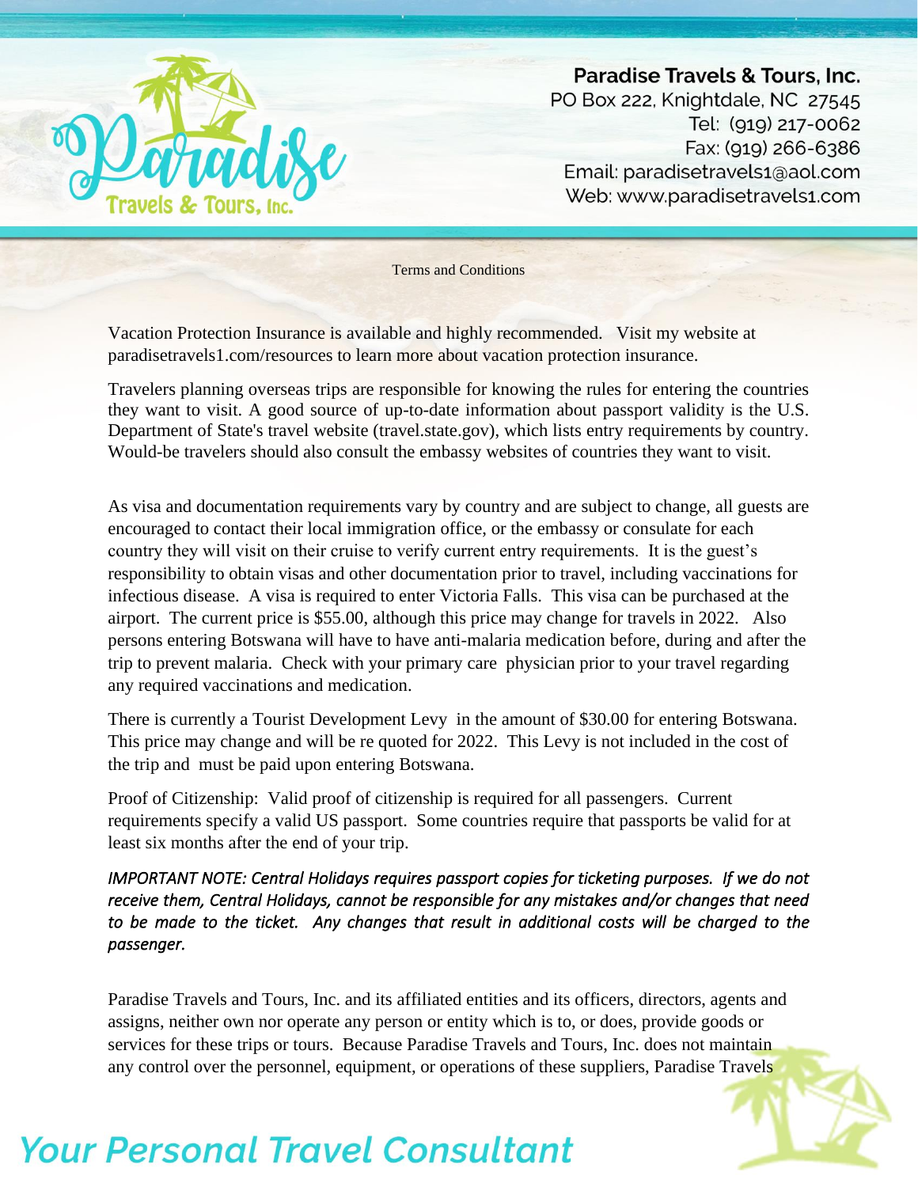Terms and Conditions

Vacation Protection Insurance is available and highly recommended. Visit my website at paradisetravels1.com/resources to learn more about vacation protection insurance.

Travelers planning overseas trips are responsible for knowing the rules for entering the countries they want to visit. A good source of up-to-date information about passport validity is the U.S. Department of State's travel website (travel.state.gov), which lists entry requirements by country. Would-be travelers should also consult the embassy websites of countries they want to visit.

As visa and documentation requirements vary by country and are subject to change, all guests are encouraged to contact their local immigration office, or the embassy or consulate for each country they will visit on their cruise to verify current entry requirements. It is the guest's responsibility to obtain visas and other documentation prior to travel, including vaccinations for infectious disease. A visa is required to enter Victoria Falls. This visa can be purchased at the airport. The current price is $55.00, although this price may change for travels in 2022. Also persons entering Botswana will have to have anti-malaria medication before, during and after the trip to prevent malaria. Check with your primary care physician prior to your travel regarding any required vaccinations and medication.

There is currently a Tourist Development Levy in the amount of $30.00 for entering Botswana. This price may change and will be re quoted for 2022. This Levy is not included in the cost of the trip and must be paid upon entering Botswana.

Proof of Citizenship: Valid proof of citizenship is required for all passengers. Current requirements specify a valid US passport. Some countries require that passports be valid for at least six months after the end of your trip.

*IMPORTANT NOTE: Central Holidays requires passport copies for ticketing purposes. If we do not receive them, Central Holidays, cannot be responsible for any mistakes and/or changes that need to be made to the ticket. Any changes that result in additional costs will be charged to the passenger.*

Paradise Travels and Tours, Inc. and its affiliated entities and its officers, directors, agents and assigns, neither own nor operate any person or entity which is to, or does, provide goods or services for these trips or tours. Because Paradise Travels and Tours, Inc. does not maintain any control over the personnel, equipment, or operations of these suppliers, Paradise Travels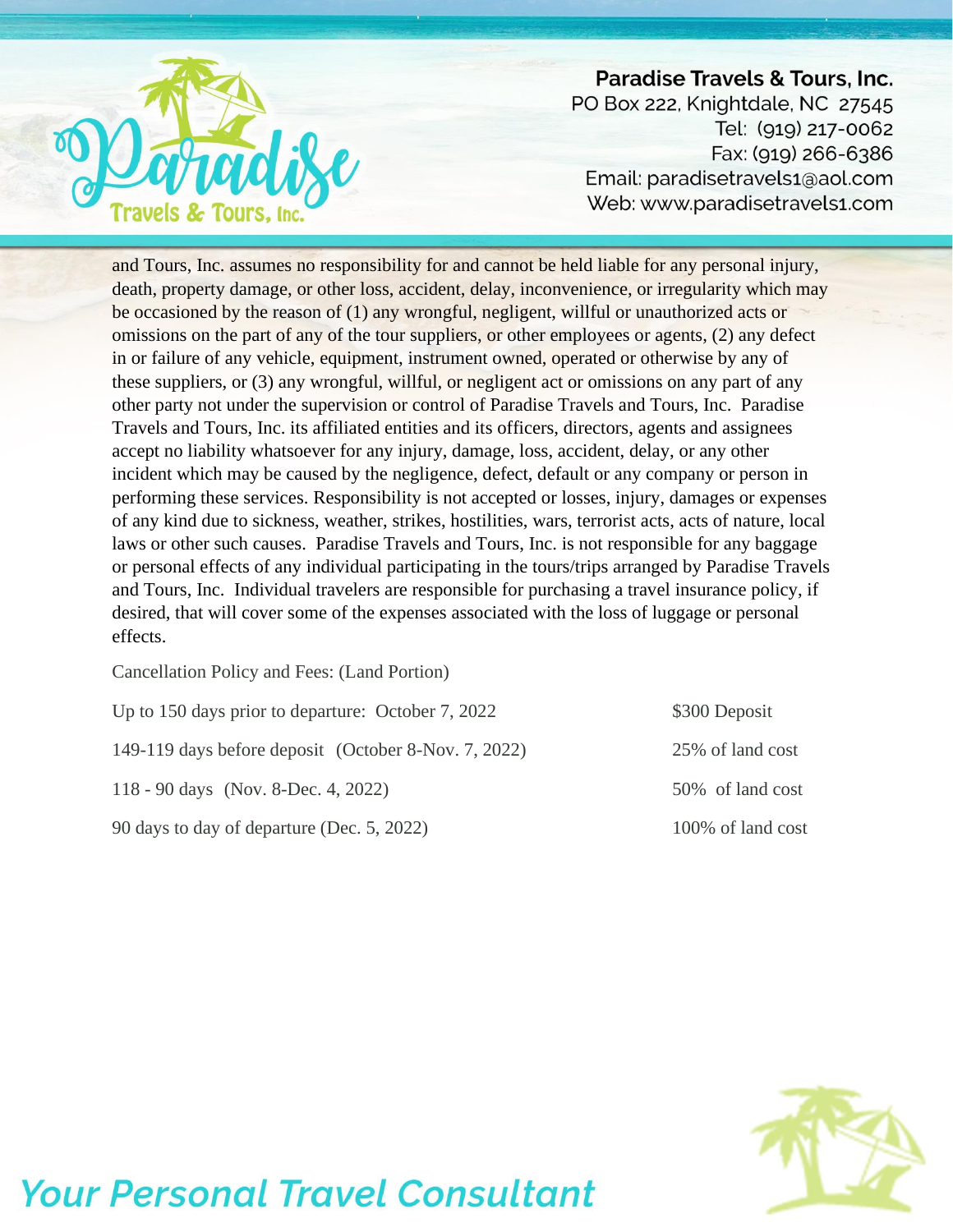and Tours, Inc. assumes no responsibility for and cannot be held liable for any personal injury, death, property damage, or other loss, accident, delay, inconvenience, or irregularity which may be occasioned by the reason of (1) any wrongful, negligent, willful or unauthorized acts or omissions on the part of any of the tour suppliers, or other employees or agents, (2) any defect in or failure of any vehicle, equipment, instrument owned, operated or otherwise by any of these suppliers, or (3) any wrongful, willful, or negligent act or omissions on any part of any other party not under the supervision or control of Paradise Travels and Tours, Inc. Paradise Travels and Tours, Inc. its affiliated entities and its officers, directors, agents and assignees accept no liability whatsoever for any injury, damage, loss, accident, delay, or any other incident which may be caused by the negligence, defect, default or any company or person in performing these services. Responsibility is not accepted or losses, injury, damages or expenses of any kind due to sickness, weather, strikes, hostilities, wars, terrorist acts, acts of nature, local laws or other such causes. Paradise Travels and Tours, Inc. is not responsible for any baggage or personal effects of any individual participating in the tours/trips arranged by Paradise Travels and Tours, Inc. Individual travelers are responsible for purchasing a travel insurance policy, if desired, that will cover some of the expenses associated with the loss of luggage or personal effects.

Cancellation Policy and Fees: (Land Portion)

| | |
|---|---|
| Up to 150 days prior to departure: October 7, 2022 | $300 Deposit |
| 149-119 days before deposit (October 8-Nov. 7, 2022) | 25% of land cost |
| 118 - 90 days (Nov. 8-Dec. 4, 2022) | 50% of land cost |
| 90 days to day of departure (Dec. 5, 2022) | 100% of land cost |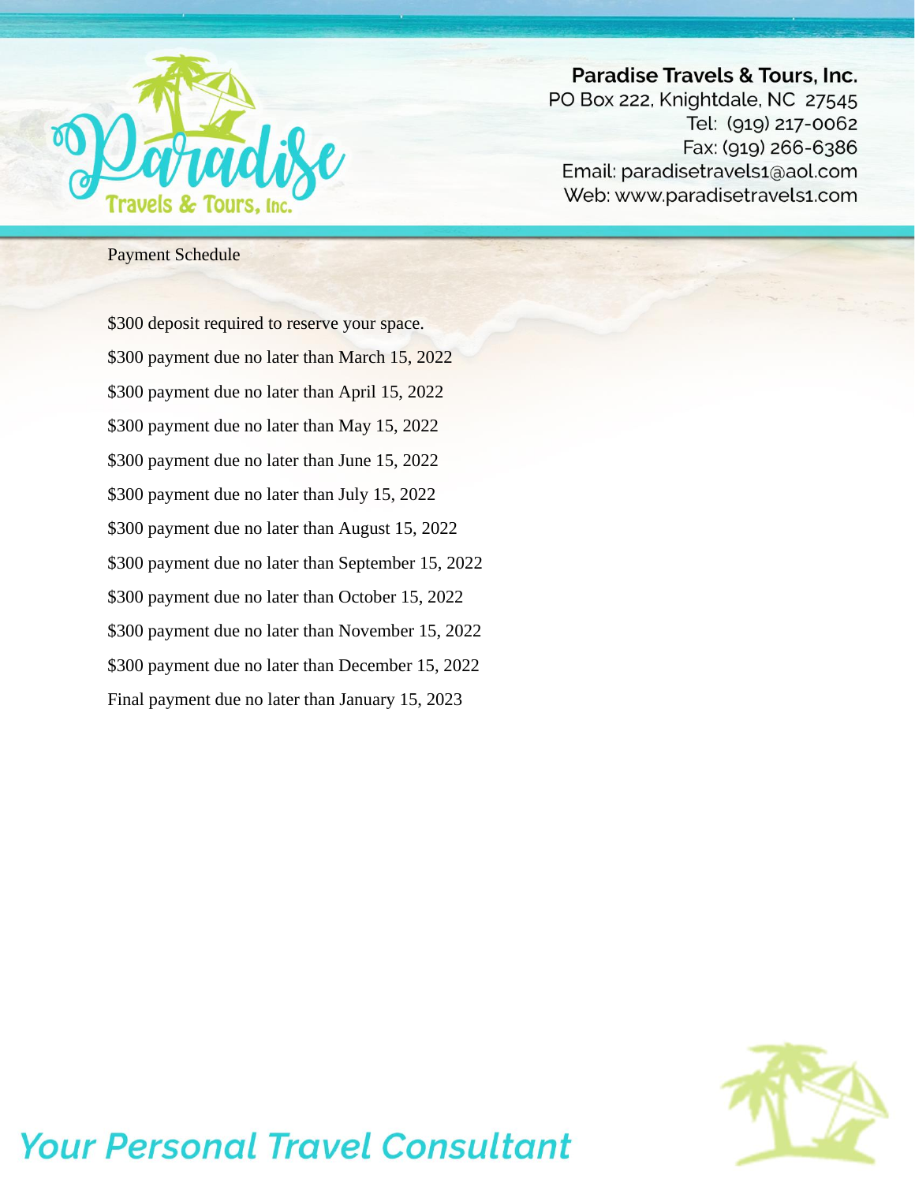**Paradise Travels & Tours, Inc.**
PO Box 222, Knightdale, NC 27545
Tel: (919) 217-0062
Fax: (919) 266-6386
Email: paradisetravels1@aol.com
Web: www.paradisetravels1.com

Payment Schedule

$300 deposit required to reserve your space.

$300 payment due no later than March 15, 2022

$300 payment due no later than April 15, 2022

$300 payment due no later than May 15, 2022

$300 payment due no later than June 15, 2022

$300 payment due no later than July 15, 2022

$300 payment due no later than August 15, 2022

$300 payment due no later than September 15, 2022

$300 payment due no later than October 15, 2022

$300 payment due no later than November 15, 2022

$300 payment due no later than December 15, 2022

Final payment due no later than January 15, 2023

*Your Personal Travel Consultant*